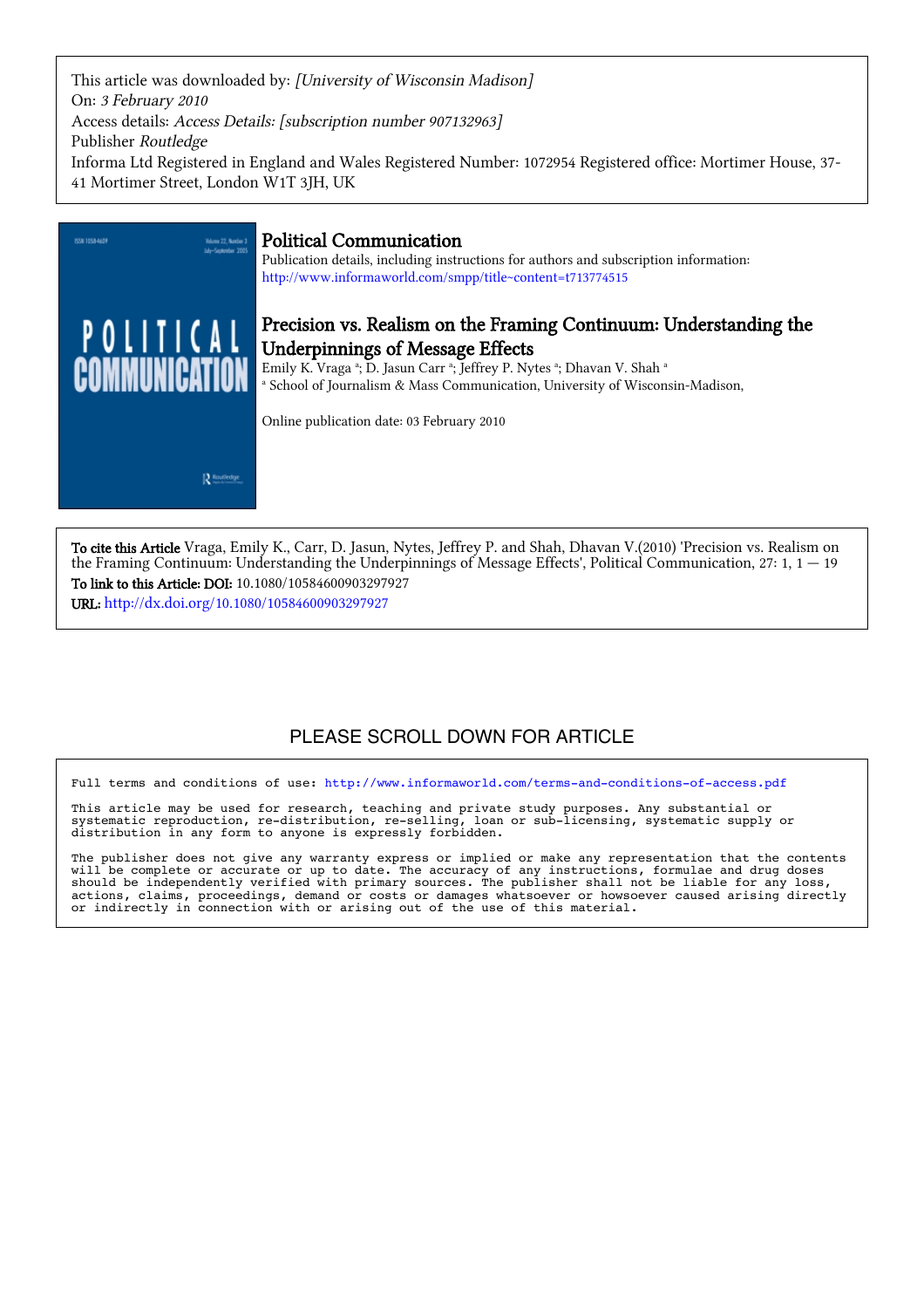This article was downloaded by: *[University of Wisconsin Madison]*
On: *3 February 2010*
Access details: *Access Details: [subscription number 907132963]*
Publisher *Routledge*
Informa Ltd Registered in England and Wales Registered Number: 1072954 Registered office: Mortimer House, 37-41 Mortimer Street, London W1T 3JH, UK

# Political Communication

Publication details, including instructions for authors and subscription information:
http://www.informaworld.com/smpp/title~content=t713774515

## Precision vs. Realism on the Framing Continuum: Understanding the Underpinnings of Message Effects

Emily K. Vraga [a]; D. Jasun Carr [a]; Jeffrey P. Nytes [a]; Dhavan V. Shah [a]

[a] School of Journalism & Mass Communication, University of Wisconsin-Madison,

Online publication date: 03 February 2010

**To cite this Article** Vraga, Emily K., Carr, D. Jasun, Nytes, Jeffrey P. and Shah, Dhavan V.(2010) 'Precision vs. Realism on the Framing Continuum: Understanding the Underpinnings of Message Effects', Political Communication, 27: 1, 1 — 19

**To link to this Article: DOI:** 10.1080/10584600903297927

**URL:** http://dx.doi.org/10.1080/10584600903297927

PLEASE SCROLL DOWN FOR ARTICLE

Full terms and conditions of use: http://www.informaworld.com/terms-and-conditions-of-access.pdf

This article may be used for research, teaching and private study purposes. Any substantial or systematic reproduction, re-distribution, re-selling, loan or sub-licensing, systematic supply or distribution in any form to anyone is expressly forbidden.

The publisher does not give any warranty express or implied or make any representation that the contents will be complete or accurate or up to date. The accuracy of any instructions, formulae and drug doses should be independently verified with primary sources. The publisher shall not be liable for any loss, actions, claims, proceedings, demand or costs or damages whatsoever or howsoever caused arising directly or indirectly in connection with or arising out of the use of this material.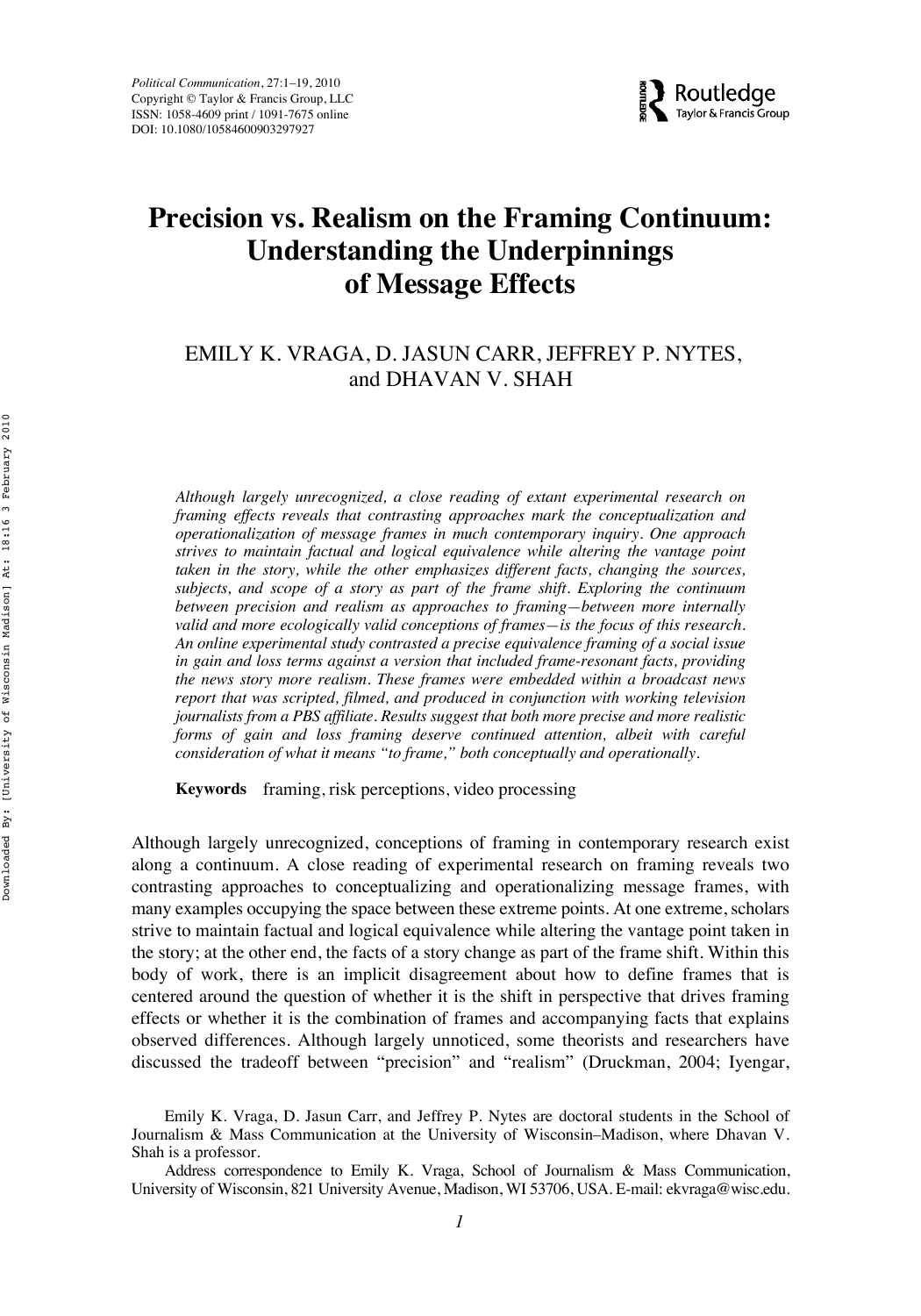# Precision vs. Realism on the Framing Continuum: Understanding the Underpinnings of Message Effects

EMILY K. VRAGA, D. JASUN CARR, JEFFREY P. NYTES, and DHAVAN V. SHAH

*Although largely unrecognized, a close reading of extant experimental research on framing effects reveals that contrasting approaches mark the conceptualization and operationalization of message frames in much contemporary inquiry. One approach strives to maintain factual and logical equivalence while altering the vantage point taken in the story, while the other emphasizes different facts, changing the sources, subjects, and scope of a story as part of the frame shift. Exploring the continuum between precision and realism as approaches to framing—between more internally valid and more ecologically valid conceptions of frames—is the focus of this research. An online experimental study contrasted a precise equivalence framing of a social issue in gain and loss terms against a version that included frame-resonant facts, providing the news story more realism. These frames were embedded within a broadcast news report that was scripted, filmed, and produced in conjunction with working television journalists from a PBS affiliate. Results suggest that both more precise and more realistic forms of gain and loss framing deserve continued attention, albeit with careful consideration of what it means "to frame," both conceptually and operationally.*

**Keywords** framing, risk perceptions, video processing

Although largely unrecognized, conceptions of framing in contemporary research exist along a continuum. A close reading of experimental research on framing reveals two contrasting approaches to conceptualizing and operationalizing message frames, with many examples occupying the space between these extreme points. At one extreme, scholars strive to maintain factual and logical equivalence while altering the vantage point taken in the story; at the other end, the facts of a story change as part of the frame shift. Within this body of work, there is an implicit disagreement about how to define frames that is centered around the question of whether it is the shift in perspective that drives framing effects or whether it is the combination of frames and accompanying facts that explains observed differences. Although largely unnoticed, some theorists and researchers have discussed the tradeoff between "precision" and "realism" (Druckman, 2004; Iyengar,

Emily K. Vraga, D. Jasun Carr, and Jeffrey P. Nytes are doctoral students in the School of Journalism & Mass Communication at the University of Wisconsin–Madison, where Dhavan V. Shah is a professor.

Address correspondence to Emily K. Vraga, School of Journalism & Mass Communication, University of Wisconsin, 821 University Avenue, Madison, WI 53706, USA. E-mail: ekvraga@wisc.edu.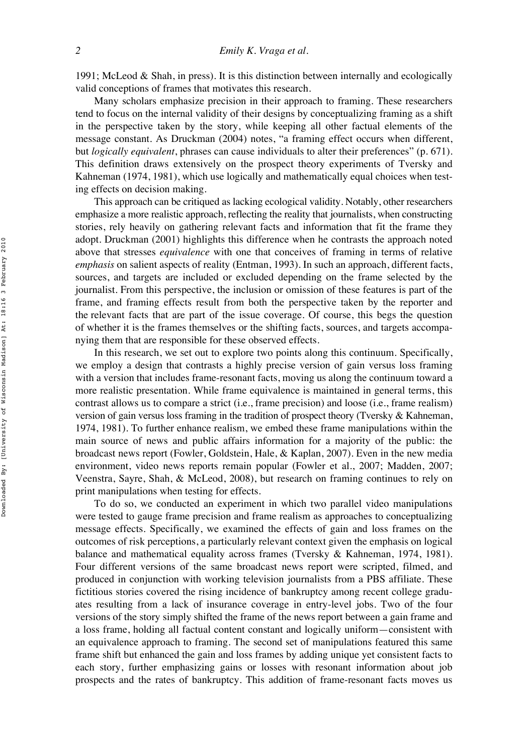1991; McLeod & Shah, in press). It is this distinction between internally and ecologically valid conceptions of frames that motivates this research.

Many scholars emphasize precision in their approach to framing. These researchers tend to focus on the internal validity of their designs by conceptualizing framing as a shift in the perspective taken by the story, while keeping all other factual elements of the message constant. As Druckman (2004) notes, "a framing effect occurs when different, but *logically equivalent*, phrases can cause individuals to alter their preferences" (p. 671). This definition draws extensively on the prospect theory experiments of Tversky and Kahneman (1974, 1981), which use logically and mathematically equal choices when testing effects on decision making.

This approach can be critiqued as lacking ecological validity. Notably, other researchers emphasize a more realistic approach, reflecting the reality that journalists, when constructing stories, rely heavily on gathering relevant facts and information that fit the frame they adopt. Druckman (2001) highlights this difference when he contrasts the approach noted above that stresses *equivalence* with one that conceives of framing in terms of relative *emphasis* on salient aspects of reality (Entman, 1993). In such an approach, different facts, sources, and targets are included or excluded depending on the frame selected by the journalist. From this perspective, the inclusion or omission of these features is part of the frame, and framing effects result from both the perspective taken by the reporter and the relevant facts that are part of the issue coverage. Of course, this begs the question of whether it is the frames themselves or the shifting facts, sources, and targets accompanying them that are responsible for these observed effects.

In this research, we set out to explore two points along this continuum. Specifically, we employ a design that contrasts a highly precise version of gain versus loss framing with a version that includes frame-resonant facts, moving us along the continuum toward a more realistic presentation. While frame equivalence is maintained in general terms, this contrast allows us to compare a strict (i.e., frame precision) and loose (i.e., frame realism) version of gain versus loss framing in the tradition of prospect theory (Tversky & Kahneman, 1974, 1981). To further enhance realism, we embed these frame manipulations within the main source of news and public affairs information for a majority of the public: the broadcast news report (Fowler, Goldstein, Hale, & Kaplan, 2007). Even in the new media environment, video news reports remain popular (Fowler et al., 2007; Madden, 2007; Veenstra, Sayre, Shah, & McLeod, 2008), but research on framing continues to rely on print manipulations when testing for effects.

To do so, we conducted an experiment in which two parallel video manipulations were tested to gauge frame precision and frame realism as approaches to conceptualizing message effects. Specifically, we examined the effects of gain and loss frames on the outcomes of risk perceptions, a particularly relevant context given the emphasis on logical balance and mathematical equality across frames (Tversky & Kahneman, 1974, 1981). Four different versions of the same broadcast news report were scripted, filmed, and produced in conjunction with working television journalists from a PBS affiliate. These fictitious stories covered the rising incidence of bankruptcy among recent college graduates resulting from a lack of insurance coverage in entry-level jobs. Two of the four versions of the story simply shifted the frame of the news report between a gain frame and a loss frame, holding all factual content constant and logically uniform—consistent with an equivalence approach to framing. The second set of manipulations featured this same frame shift but enhanced the gain and loss frames by adding unique yet consistent facts to each story, further emphasizing gains or losses with resonant information about job prospects and the rates of bankruptcy. This addition of frame-resonant facts moves us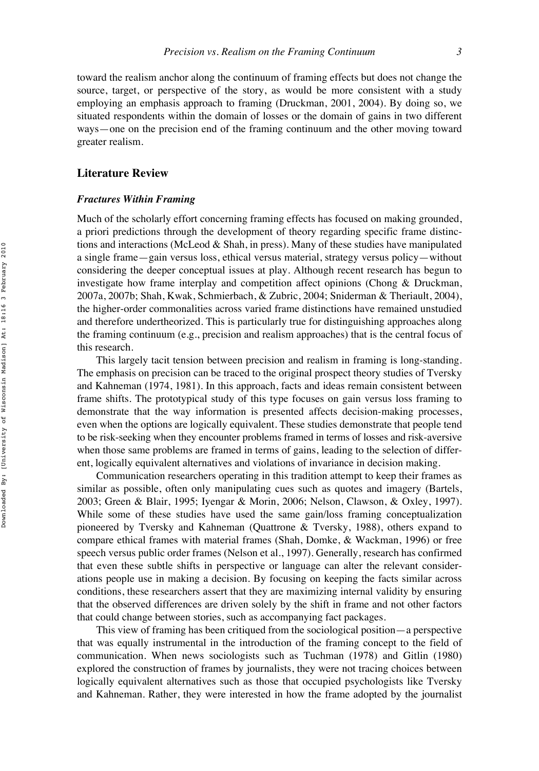toward the realism anchor along the continuum of framing effects but does not change the source, target, or perspective of the story, as would be more consistent with a study employing an emphasis approach to framing (Druckman, 2001, 2004). By doing so, we situated respondents within the domain of losses or the domain of gains in two different ways—one on the precision end of the framing continuum and the other moving toward greater realism.

## Literature Review

### *Fractures Within Framing*

Much of the scholarly effort concerning framing effects has focused on making grounded, a priori predictions through the development of theory regarding specific frame distinctions and interactions (McLeod & Shah, in press). Many of these studies have manipulated a single frame—gain versus loss, ethical versus material, strategy versus policy—without considering the deeper conceptual issues at play. Although recent research has begun to investigate how frame interplay and competition affect opinions (Chong & Druckman, 2007a, 2007b; Shah, Kwak, Schmierbach, & Zubric, 2004; Sniderman & Theriault, 2004), the higher-order commonalities across varied frame distinctions have remained unstudied and therefore undertheorized. This is particularly true for distinguishing approaches along the framing continuum (e.g., precision and realism approaches) that is the central focus of this research.

This largely tacit tension between precision and realism in framing is long-standing. The emphasis on precision can be traced to the original prospect theory studies of Tversky and Kahneman (1974, 1981). In this approach, facts and ideas remain consistent between frame shifts. The prototypical study of this type focuses on gain versus loss framing to demonstrate that the way information is presented affects decision-making processes, even when the options are logically equivalent. These studies demonstrate that people tend to be risk-seeking when they encounter problems framed in terms of losses and risk-aversive when those same problems are framed in terms of gains, leading to the selection of different, logically equivalent alternatives and violations of invariance in decision making.

Communication researchers operating in this tradition attempt to keep their frames as similar as possible, often only manipulating cues such as quotes and imagery (Bartels, 2003; Green & Blair, 1995; Iyengar & Morin, 2006; Nelson, Clawson, & Oxley, 1997). While some of these studies have used the same gain/loss framing conceptualization pioneered by Tversky and Kahneman (Quattrone & Tversky, 1988), others expand to compare ethical frames with material frames (Shah, Domke, & Wackman, 1996) or free speech versus public order frames (Nelson et al., 1997). Generally, research has confirmed that even these subtle shifts in perspective or language can alter the relevant considerations people use in making a decision. By focusing on keeping the facts similar across conditions, these researchers assert that they are maximizing internal validity by ensuring that the observed differences are driven solely by the shift in frame and not other factors that could change between stories, such as accompanying fact packages.

This view of framing has been critiqued from the sociological position—a perspective that was equally instrumental in the introduction of the framing concept to the field of communication. When news sociologists such as Tuchman (1978) and Gitlin (1980) explored the construction of frames by journalists, they were not tracing choices between logically equivalent alternatives such as those that occupied psychologists like Tversky and Kahneman. Rather, they were interested in how the frame adopted by the journalist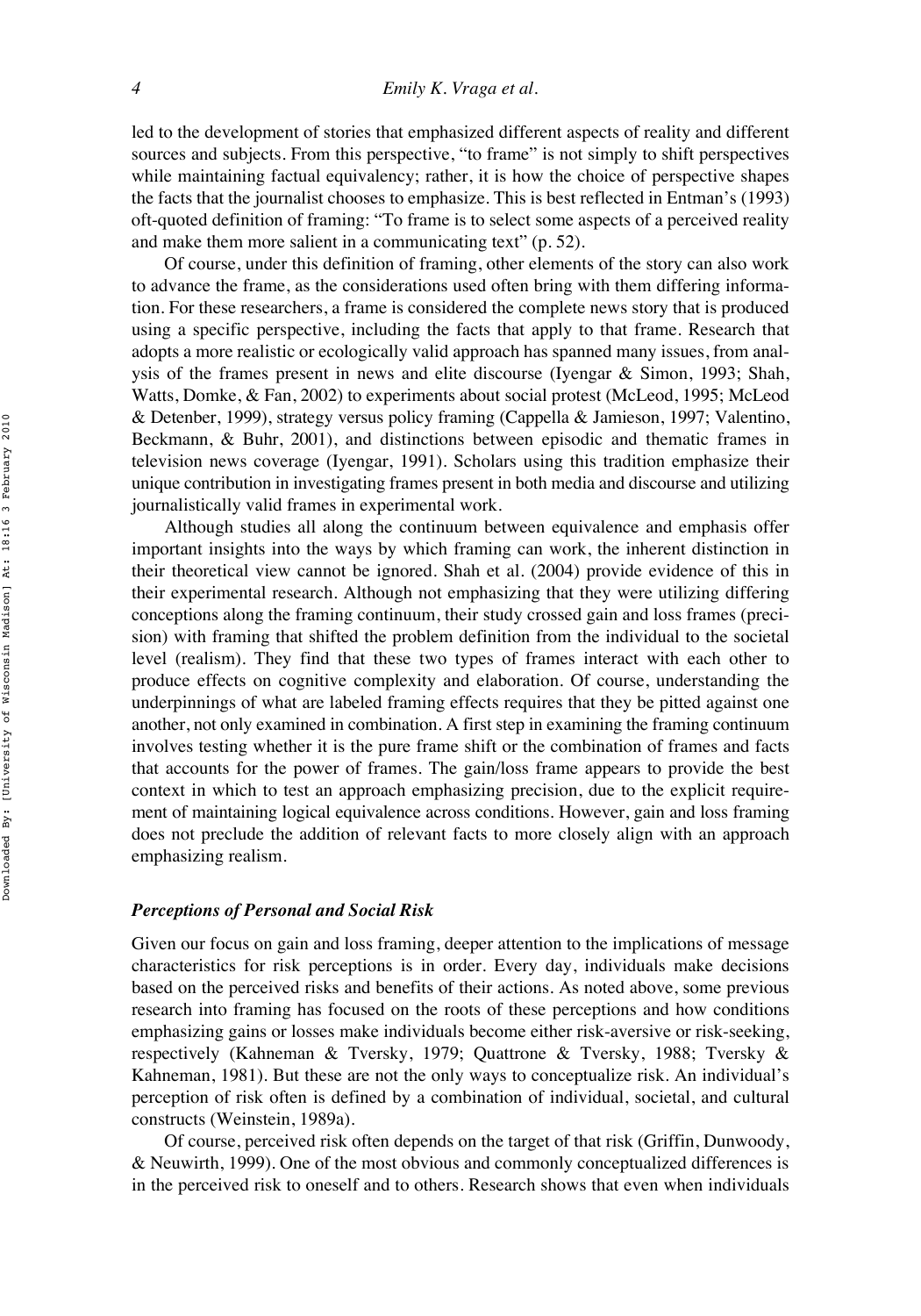led to the development of stories that emphasized different aspects of reality and different sources and subjects. From this perspective, "to frame" is not simply to shift perspectives while maintaining factual equivalency; rather, it is how the choice of perspective shapes the facts that the journalist chooses to emphasize. This is best reflected in Entman's (1993) oft-quoted definition of framing: "To frame is to select some aspects of a perceived reality and make them more salient in a communicating text" (p. 52).

Of course, under this definition of framing, other elements of the story can also work to advance the frame, as the considerations used often bring with them differing information. For these researchers, a frame is considered the complete news story that is produced using a specific perspective, including the facts that apply to that frame. Research that adopts a more realistic or ecologically valid approach has spanned many issues, from analysis of the frames present in news and elite discourse (Iyengar & Simon, 1993; Shah, Watts, Domke, & Fan, 2002) to experiments about social protest (McLeod, 1995; McLeod & Detenber, 1999), strategy versus policy framing (Cappella & Jamieson, 1997; Valentino, Beckmann, & Buhr, 2001), and distinctions between episodic and thematic frames in television news coverage (Iyengar, 1991). Scholars using this tradition emphasize their unique contribution in investigating frames present in both media and discourse and utilizing journalistically valid frames in experimental work.

Although studies all along the continuum between equivalence and emphasis offer important insights into the ways by which framing can work, the inherent distinction in their theoretical view cannot be ignored. Shah et al. (2004) provide evidence of this in their experimental research. Although not emphasizing that they were utilizing differing conceptions along the framing continuum, their study crossed gain and loss frames (precision) with framing that shifted the problem definition from the individual to the societal level (realism). They find that these two types of frames interact with each other to produce effects on cognitive complexity and elaboration. Of course, understanding the underpinnings of what are labeled framing effects requires that they be pitted against one another, not only examined in combination. A first step in examining the framing continuum involves testing whether it is the pure frame shift or the combination of frames and facts that accounts for the power of frames. The gain/loss frame appears to provide the best context in which to test an approach emphasizing precision, due to the explicit requirement of maintaining logical equivalence across conditions. However, gain and loss framing does not preclude the addition of relevant facts to more closely align with an approach emphasizing realism.

### *Perceptions of Personal and Social Risk*

Given our focus on gain and loss framing, deeper attention to the implications of message characteristics for risk perceptions is in order. Every day, individuals make decisions based on the perceived risks and benefits of their actions. As noted above, some previous research into framing has focused on the roots of these perceptions and how conditions emphasizing gains or losses make individuals become either risk-aversive or risk-seeking, respectively (Kahneman & Tversky, 1979; Quattrone & Tversky, 1988; Tversky & Kahneman, 1981). But these are not the only ways to conceptualize risk. An individual's perception of risk often is defined by a combination of individual, societal, and cultural constructs (Weinstein, 1989a).

Of course, perceived risk often depends on the target of that risk (Griffin, Dunwoody, & Neuwirth, 1999). One of the most obvious and commonly conceptualized differences is in the perceived risk to oneself and to others. Research shows that even when individuals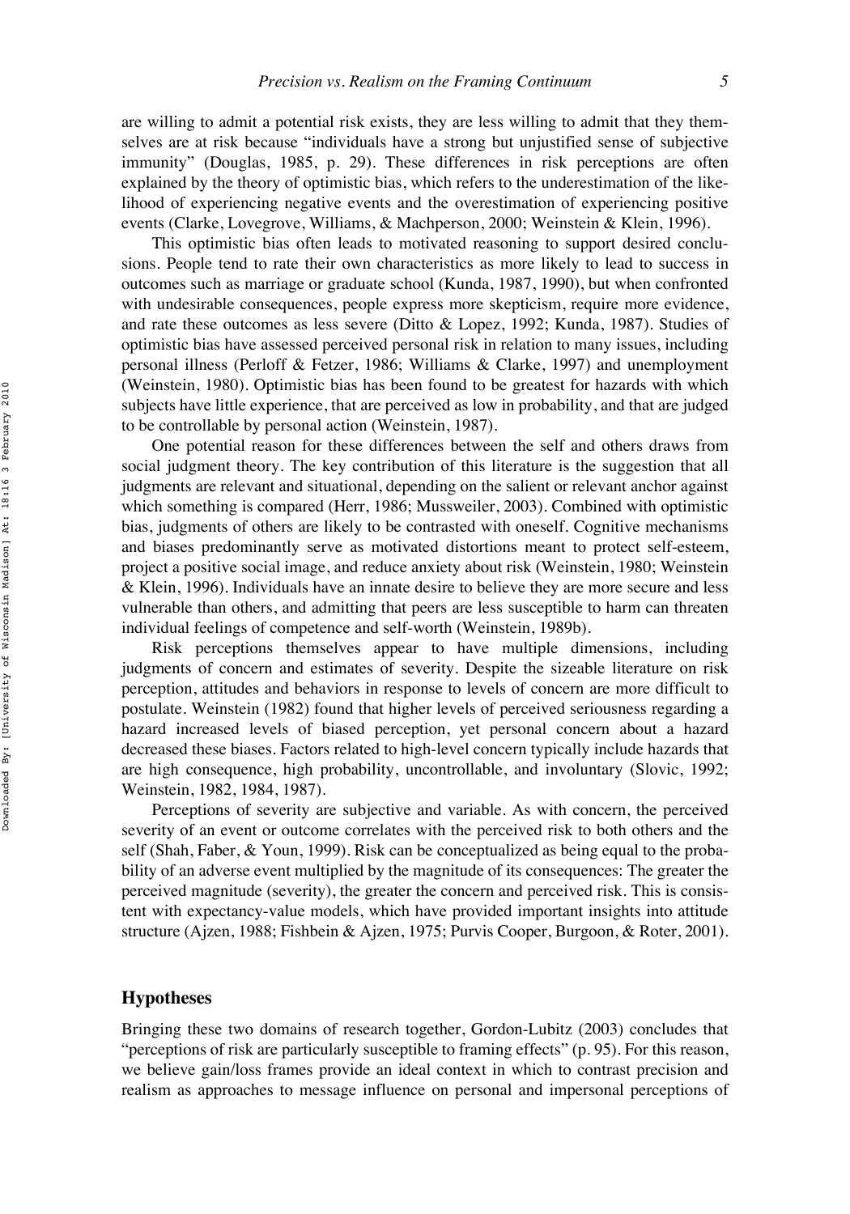are willing to admit a potential risk exists, they are less willing to admit that they themselves are at risk because "individuals have a strong but unjustified sense of subjective immunity" (Douglas, 1985, p. 29). These differences in risk perceptions are often explained by the theory of optimistic bias, which refers to the underestimation of the likelihood of experiencing negative events and the overestimation of experiencing positive events (Clarke, Lovegrove, Williams, & Machpherson, 2000; Weinstein & Klein, 1996).

This optimistic bias often leads to motivated reasoning to support desired conclusions. People tend to rate their own characteristics as more likely to lead to success in outcomes such as marriage or graduate school (Kunda, 1987, 1990), but when confronted with undesirable consequences, people express more skepticism, require more evidence, and rate these outcomes as less severe (Ditto & Lopez, 1992; Kunda, 1987). Studies of optimistic bias have assessed perceived personal risk in relation to many issues, including personal illness (Perloff & Fetzer, 1986; Williams & Clarke, 1997) and unemployment (Weinstein, 1980). Optimistic bias has been found to be greatest for hazards with which subjects have little experience, that are perceived as low in probability, and that are judged to be controllable by personal action (Weinstein, 1987).

One potential reason for these differences between the self and others draws from social judgment theory. The key contribution of this literature is the suggestion that all judgments are relevant and situational, depending on the salient or relevant anchor against which something is compared (Herr, 1986; Mussweiler, 2003). Combined with optimistic bias, judgments of others are likely to be contrasted with oneself. Cognitive mechanisms and biases predominantly serve as motivated distortions meant to protect self-esteem, project a positive social image, and reduce anxiety about risk (Weinstein, 1980; Weinstein & Klein, 1996). Individuals have an innate desire to believe they are more secure and less vulnerable than others, and admitting that peers are less susceptible to harm can threaten individual feelings of competence and self-worth (Weinstein, 1989b).

Risk perceptions themselves appear to have multiple dimensions, including judgments of concern and estimates of severity. Despite the sizeable literature on risk perception, attitudes and behaviors in response to levels of concern are more difficult to postulate. Weinstein (1982) found that higher levels of perceived seriousness regarding a hazard increased levels of biased perception, yet personal concern about a hazard decreased these biases. Factors related to high-level concern typically include hazards that are high consequence, high probability, uncontrollable, and involuntary (Slovic, 1992; Weinstein, 1982, 1984, 1987).

Perceptions of severity are subjective and variable. As with concern, the perceived severity of an event or outcome correlates with the perceived risk to both others and the self (Shah, Faber, & Youn, 1999). Risk can be conceptualized as being equal to the probability of an adverse event multiplied by the magnitude of its consequences: The greater the perceived magnitude (severity), the greater the concern and perceived risk. This is consistent with expectancy-value models, which have provided important insights into attitude structure (Ajzen, 1988; Fishbein & Ajzen, 1975; Purvis Cooper, Burgoon, & Roter, 2001).

## Hypotheses

Bringing these two domains of research together, Gordon-Lubitz (2003) concludes that "perceptions of risk are particularly susceptible to framing effects" (p. 95). For this reason, we believe gain/loss frames provide an ideal context in which to contrast precision and realism as approaches to message influence on personal and impersonal perceptions of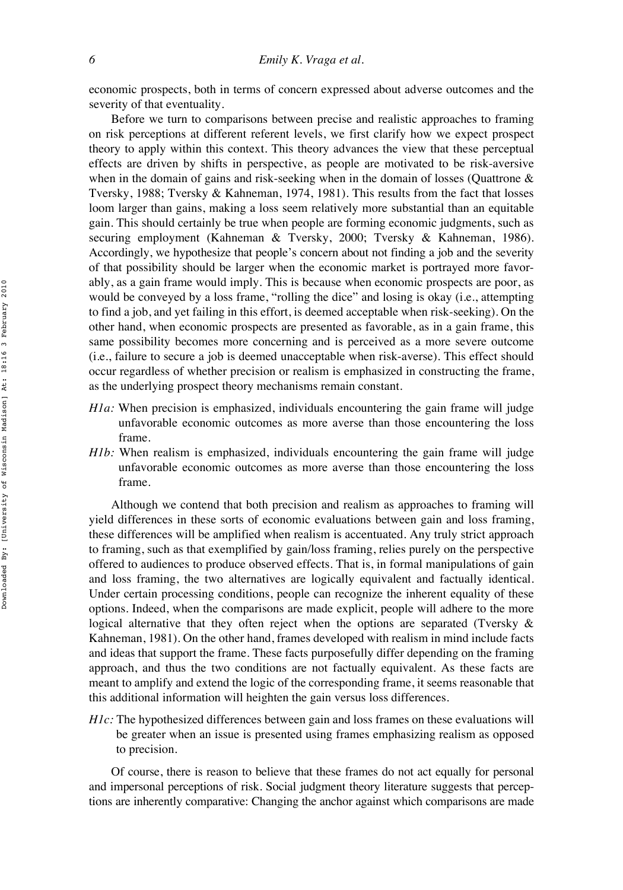economic prospects, both in terms of concern expressed about adverse outcomes and the severity of that eventuality.

Before we turn to comparisons between precise and realistic approaches to framing on risk perceptions at different referent levels, we first clarify how we expect prospect theory to apply within this context. This theory advances the view that these perceptual effects are driven by shifts in perspective, as people are motivated to be risk-aversive when in the domain of gains and risk-seeking when in the domain of losses (Quattrone & Tversky, 1988; Tversky & Kahneman, 1974, 1981). This results from the fact that losses loom larger than gains, making a loss seem relatively more substantial than an equitable gain. This should certainly be true when people are forming economic judgments, such as securing employment (Kahneman & Tversky, 2000; Tversky & Kahneman, 1986). Accordingly, we hypothesize that people's concern about not finding a job and the severity of that possibility should be larger when the economic market is portrayed more favorably, as a gain frame would imply. This is because when economic prospects are poor, as would be conveyed by a loss frame, "rolling the dice" and losing is okay (i.e., attempting to find a job, and yet failing in this effort, is deemed acceptable when risk-seeking). On the other hand, when economic prospects are presented as favorable, as in a gain frame, this same possibility becomes more concerning and is perceived as a more severe outcome (i.e., failure to secure a job is deemed unacceptable when risk-averse). This effect should occur regardless of whether precision or realism is emphasized in constructing the frame, as the underlying prospect theory mechanisms remain constant.

- *H1a:* When precision is emphasized, individuals encountering the gain frame will judge unfavorable economic outcomes as more averse than those encountering the loss frame.
- *H1b:* When realism is emphasized, individuals encountering the gain frame will judge unfavorable economic outcomes as more averse than those encountering the loss frame.

Although we contend that both precision and realism as approaches to framing will yield differences in these sorts of economic evaluations between gain and loss framing, these differences will be amplified when realism is accentuated. Any truly strict approach to framing, such as that exemplified by gain/loss framing, relies purely on the perspective offered to audiences to produce observed effects. That is, in formal manipulations of gain and loss framing, the two alternatives are logically equivalent and factually identical. Under certain processing conditions, people can recognize the inherent equality of these options. Indeed, when the comparisons are made explicit, people will adhere to the more logical alternative that they often reject when the options are separated (Tversky & Kahneman, 1981). On the other hand, frames developed with realism in mind include facts and ideas that support the frame. These facts purposefully differ depending on the framing approach, and thus the two conditions are not factually equivalent. As these facts are meant to amplify and extend the logic of the corresponding frame, it seems reasonable that this additional information will heighten the gain versus loss differences.

- *H1c:* The hypothesized differences between gain and loss frames on these evaluations will be greater when an issue is presented using frames emphasizing realism as opposed to precision.

Of course, there is reason to believe that these frames do not act equally for personal and impersonal perceptions of risk. Social judgment theory literature suggests that perceptions are inherently comparative: Changing the anchor against which comparisons are made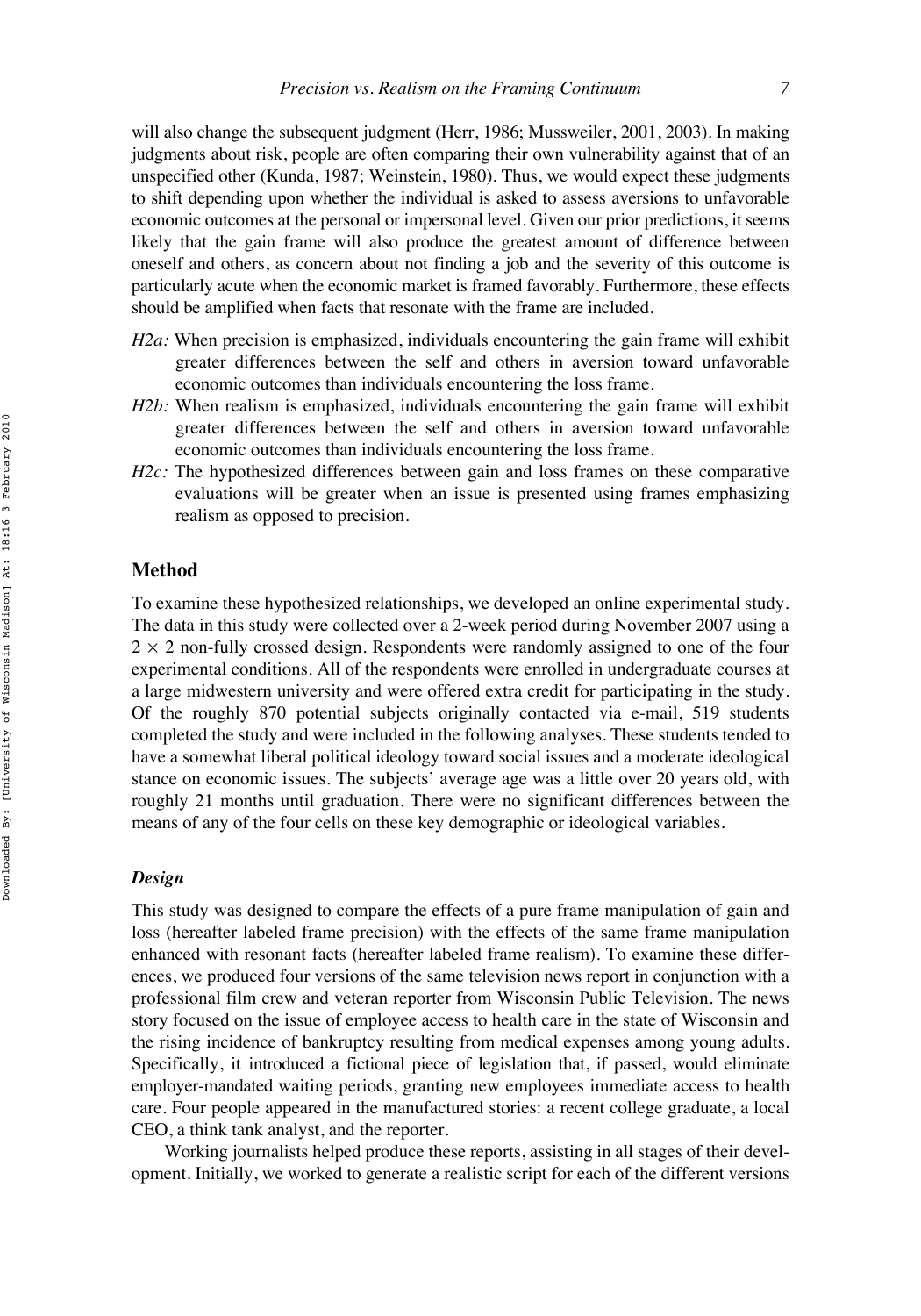will also change the subsequent judgment (Herr, 1986; Mussweiler, 2001, 2003). In making judgments about risk, people are often comparing their own vulnerability against that of an unspecified other (Kunda, 1987; Weinstein, 1980). Thus, we would expect these judgments to shift depending upon whether the individual is asked to assess aversions to unfavorable economic outcomes at the personal or impersonal level. Given our prior predictions, it seems likely that the gain frame will also produce the greatest amount of difference between oneself and others, as concern about not finding a job and the severity of this outcome is particularly acute when the economic market is framed favorably. Furthermore, these effects should be amplified when facts that resonate with the frame are included.

- *H2a:* When precision is emphasized, individuals encountering the gain frame will exhibit greater differences between the self and others in aversion toward unfavorable economic outcomes than individuals encountering the loss frame.
- *H2b:* When realism is emphasized, individuals encountering the gain frame will exhibit greater differences between the self and others in aversion toward unfavorable economic outcomes than individuals encountering the loss frame.
- *H2c:* The hypothesized differences between gain and loss frames on these comparative evaluations will be greater when an issue is presented using frames emphasizing realism as opposed to precision.

## Method

To examine these hypothesized relationships, we developed an online experimental study. The data in this study were collected over a 2-week period during November 2007 using a $2 \times 2$ non-fully crossed design. Respondents were randomly assigned to one of the four experimental conditions. All of the respondents were enrolled in undergraduate courses at a large midwestern university and were offered extra credit for participating in the study. Of the roughly 870 potential subjects originally contacted via e-mail, 519 students completed the study and were included in the following analyses. These students tended to have a somewhat liberal political ideology toward social issues and a moderate ideological stance on economic issues. The subjects' average age was a little over 20 years old, with roughly 21 months until graduation. There were no significant differences between the means of any of the four cells on these key demographic or ideological variables.

### *Design*

This study was designed to compare the effects of a pure frame manipulation of gain and loss (hereafter labeled frame precision) with the effects of the same frame manipulation enhanced with resonant facts (hereafter labeled frame realism). To examine these differences, we produced four versions of the same television news report in conjunction with a professional film crew and veteran reporter from Wisconsin Public Television. The news story focused on the issue of employee access to health care in the state of Wisconsin and the rising incidence of bankruptcy resulting from medical expenses among young adults. Specifically, it introduced a fictional piece of legislation that, if passed, would eliminate employer-mandated waiting periods, granting new employees immediate access to health care. Four people appeared in the manufactured stories: a recent college graduate, a local CEO, a think tank analyst, and the reporter.

Working journalists helped produce these reports, assisting in all stages of their development. Initially, we worked to generate a realistic script for each of the different versions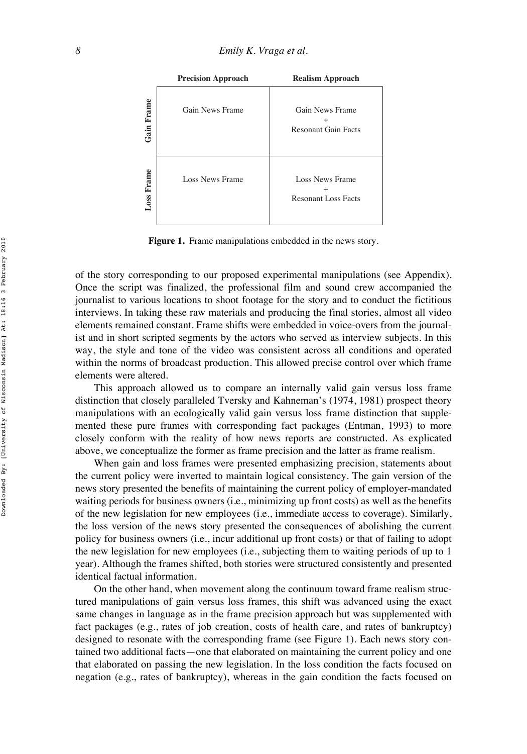| | Precision Approach | Realism Approach |
|---|---|---|
| **Gain Frame** | Gain News Frame | Gain News Frame + Resonant Gain Facts |
| **Loss Frame** | Loss News Frame | Loss News Frame + Resonant Loss Facts |

**Figure 1.** Frame manipulations embedded in the news story.

of the story corresponding to our proposed experimental manipulations (see Appendix). Once the script was finalized, the professional film and sound crew accompanied the journalist to various locations to shoot footage for the story and to conduct the fictitious interviews. In taking these raw materials and producing the final stories, almost all video elements remained constant. Frame shifts were embedded in voice-overs from the journalist and in short scripted segments by the actors who served as interview subjects. In this way, the style and tone of the video was consistent across all conditions and operated within the norms of broadcast production. This allowed precise control over which frame elements were altered.

This approach allowed us to compare an internally valid gain versus loss frame distinction that closely paralleled Tversky and Kahneman's (1974, 1981) prospect theory manipulations with an ecologically valid gain versus loss frame distinction that supplemented these pure frames with corresponding fact packages (Entman, 1993) to more closely conform with the reality of how news reports are constructed. As explicated above, we conceptualize the former as frame precision and the latter as frame realism.

When gain and loss frames were presented emphasizing precision, statements about the current policy were inverted to maintain logical consistency. The gain version of the news story presented the benefits of maintaining the current policy of employer-mandated waiting periods for business owners (i.e., minimizing up front costs) as well as the benefits of the new legislation for new employees (i.e., immediate access to coverage). Similarly, the loss version of the news story presented the consequences of abolishing the current policy for business owners (i.e., incur additional up front costs) or that of failing to adopt the new legislation for new employees (i.e., subjecting them to waiting periods of up to 1 year). Although the frames shifted, both stories were structured consistently and presented identical factual information.

On the other hand, when movement along the continuum toward frame realism structured manipulations of gain versus loss frames, this shift was advanced using the exact same changes in language as in the frame precision approach but was supplemented with fact packages (e.g., rates of job creation, costs of health care, and rates of bankruptcy) designed to resonate with the corresponding frame (see Figure 1). Each news story contained two additional facts—one that elaborated on maintaining the current policy and one that elaborated on passing the new legislation. In the loss condition the facts focused on negation (e.g., rates of bankruptcy), whereas in the gain condition the facts focused on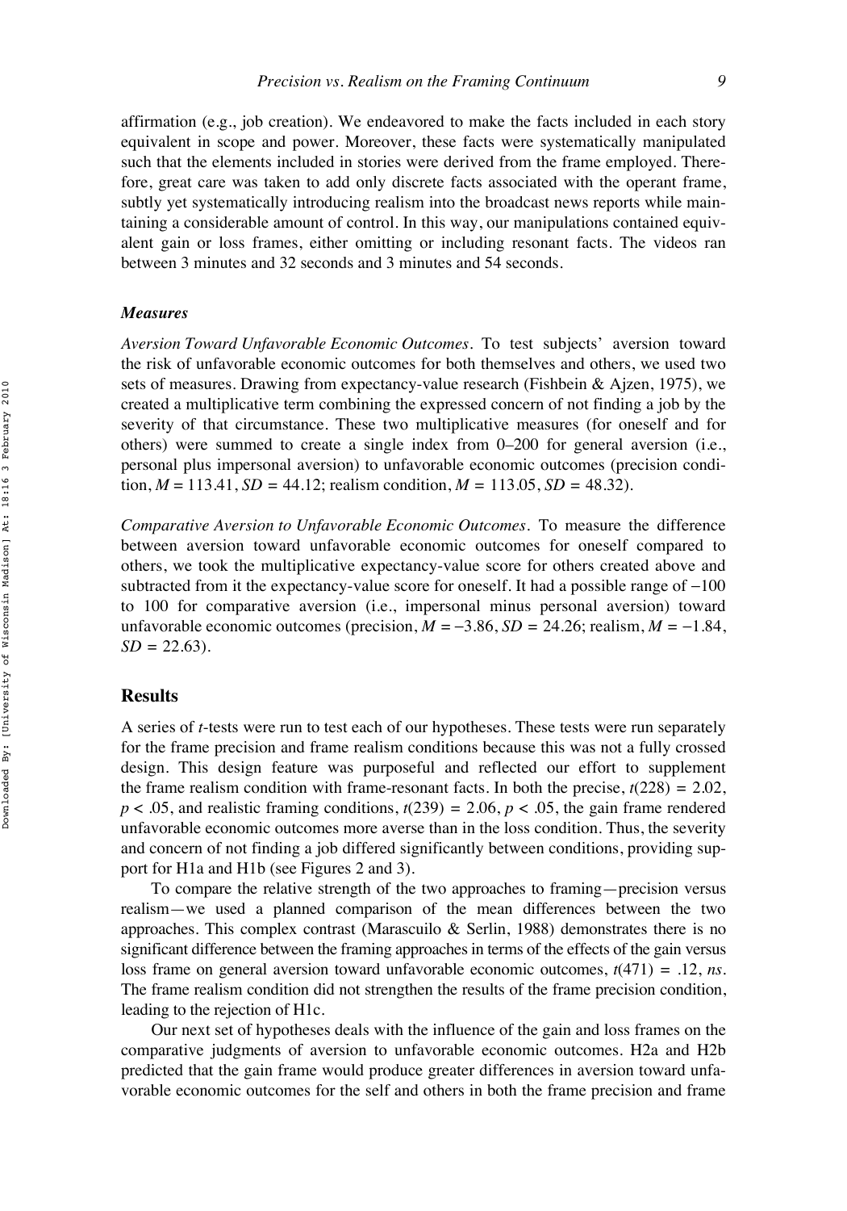affirmation (e.g., job creation). We endeavored to make the facts included in each story equivalent in scope and power. Moreover, these facts were systematically manipulated such that the elements included in stories were derived from the frame employed. Therefore, great care was taken to add only discrete facts associated with the operant frame, subtly yet systematically introducing realism into the broadcast news reports while maintaining a considerable amount of control. In this way, our manipulations contained equivalent gain or loss frames, either omitting or including resonant facts. The videos ran between 3 minutes and 32 seconds and 3 minutes and 54 seconds.

### *Measures*

*Aversion Toward Unfavorable Economic Outcomes*. To test subjects' aversion toward the risk of unfavorable economic outcomes for both themselves and others, we used two sets of measures. Drawing from expectancy-value research (Fishbein & Ajzen, 1975), we created a multiplicative term combining the expressed concern of not finding a job by the severity of that circumstance. These two multiplicative measures (for oneself and for others) were summed to create a single index from 0–200 for general aversion (i.e., personal plus impersonal aversion) to unfavorable economic outcomes (precision condition, $M = 113.41$, $SD = 44.12$; realism condition, $M = 113.05$, $SD = 48.32$).

*Comparative Aversion to Unfavorable Economic Outcomes*. To measure the difference between aversion toward unfavorable economic outcomes for oneself compared to others, we took the multiplicative expectancy-value score for others created above and subtracted from it the expectancy-value score for oneself. It had a possible range of −100 to 100 for comparative aversion (i.e., impersonal minus personal aversion) toward unfavorable economic outcomes (precision, $M = -3.86$, $SD = 24.26$; realism, $M = -1.84$, $SD = 22.63$).

## Results

A series of *t*-tests were run to test each of our hypotheses. These tests were run separately for the frame precision and frame realism conditions because this was not a fully crossed design. This design feature was purposeful and reflected our effort to supplement the frame realism condition with frame-resonant facts. In both the precise, $t(228) = 2.02$, $p < .05$, and realistic framing conditions, $t(239) = 2.06$, $p < .05$, the gain frame rendered unfavorable economic outcomes more averse than in the loss condition. Thus, the severity and concern of not finding a job differed significantly between conditions, providing support for H1a and H1b (see Figures 2 and 3).

To compare the relative strength of the two approaches to framing—precision versus realism—we used a planned comparison of the mean differences between the two approaches. This complex contrast (Marascuilo & Serlin, 1988) demonstrates there is no significant difference between the framing approaches in terms of the effects of the gain versus loss frame on general aversion toward unfavorable economic outcomes, $t(471) = .12$, *ns*. The frame realism condition did not strengthen the results of the frame precision condition, leading to the rejection of H1c.

Our next set of hypotheses deals with the influence of the gain and loss frames on the comparative judgments of aversion to unfavorable economic outcomes. H2a and H2b predicted that the gain frame would produce greater differences in aversion toward unfavorable economic outcomes for the self and others in both the frame precision and frame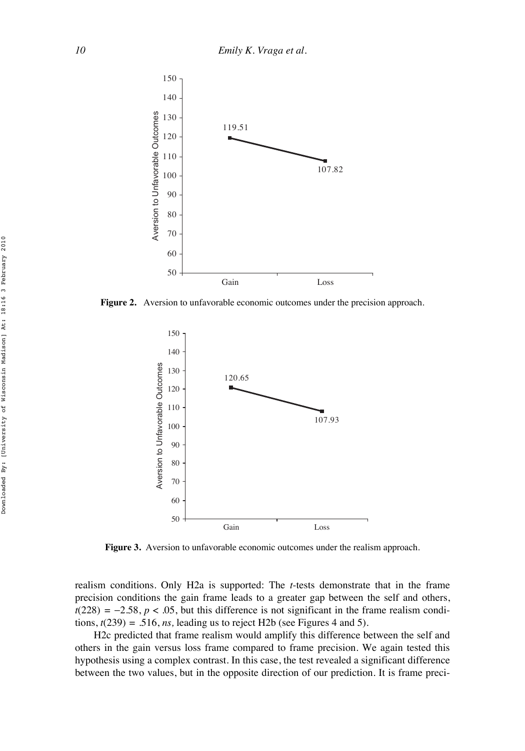**Figure 2.** Aversion to unfavorable economic outcomes under the precision approach.

**Figure 3.** Aversion to unfavorable economic outcomes under the realism approach.

realism conditions. Only H2a is supported: The *t*-tests demonstrate that in the frame precision conditions the gain frame leads to a greater gap between the self and others, $t(228) = -2.58$, $p < .05$, but this difference is not significant in the frame realism conditions, $t(239) = .516$, *ns,* leading us to reject H2b (see Figures 4 and 5).

H2c predicted that frame realism would amplify this difference between the self and others in the gain versus loss frame compared to frame precision. We again tested this hypothesis using a complex contrast. In this case, the test revealed a significant difference between the two values, but in the opposite direction of our prediction. It is frame preci-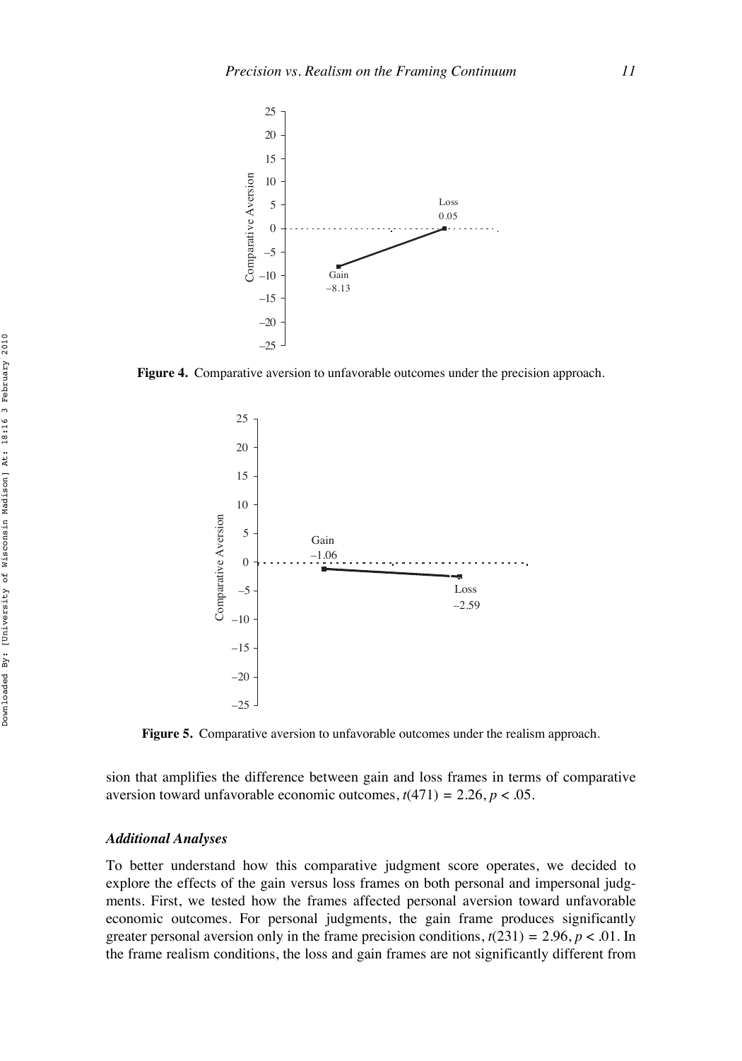**Figure 4.** Comparative aversion to unfavorable outcomes under the precision approach.

**Figure 5.** Comparative aversion to unfavorable outcomes under the realism approach.

sion that amplifies the difference between gain and loss frames in terms of comparative aversion toward unfavorable economic outcomes, $t(471) = 2.26, p < .05$.

### *Additional Analyses*

To better understand how this comparative judgment score operates, we decided to explore the effects of the gain versus loss frames on both personal and impersonal judgments. First, we tested how the frames affected personal aversion toward unfavorable economic outcomes. For personal judgments, the gain frame produces significantly greater personal aversion only in the frame precision conditions, $t(231) = 2.96, p < .01$. In the frame realism conditions, the loss and gain frames are not significantly different from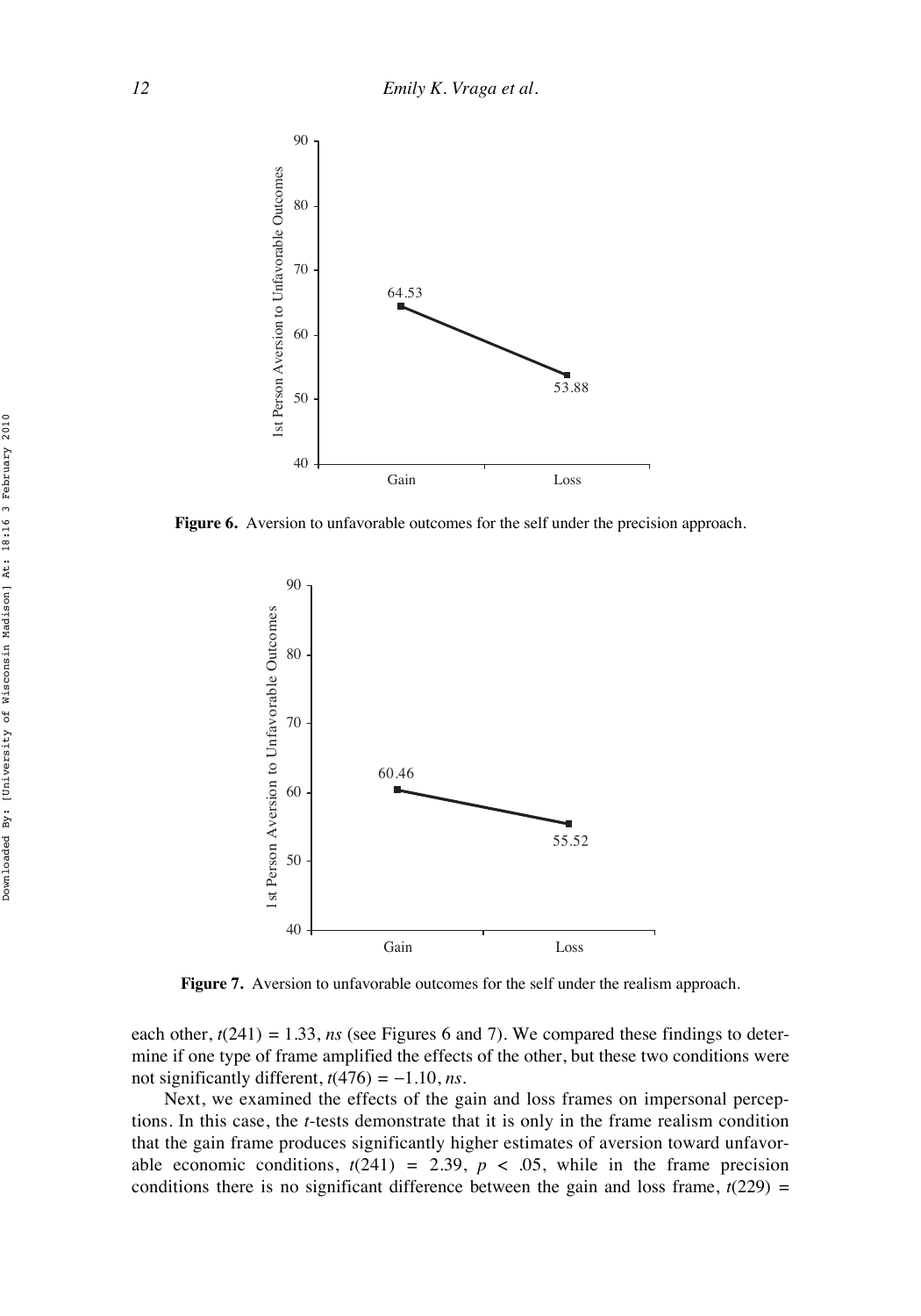Figure 6. Aversion to unfavorable outcomes for the self under the precision approach.

Figure 7. Aversion to unfavorable outcomes for the self under the realism approach.

each other, $t(241) = 1.33$, *ns* (see Figures 6 and 7). We compared these findings to determine if one type of frame amplified the effects of the other, but these two conditions were not significantly different, $t(476) = -1.10$, *ns*.

Next, we examined the effects of the gain and loss frames on impersonal perceptions. In this case, the *t*-tests demonstrate that it is only in the frame realism condition that the gain frame produces significantly higher estimates of aversion toward unfavorable economic conditions, $t(241) = 2.39$, $p < .05$, while in the frame precision conditions there is no significant difference between the gain and loss frame, $t(229) =$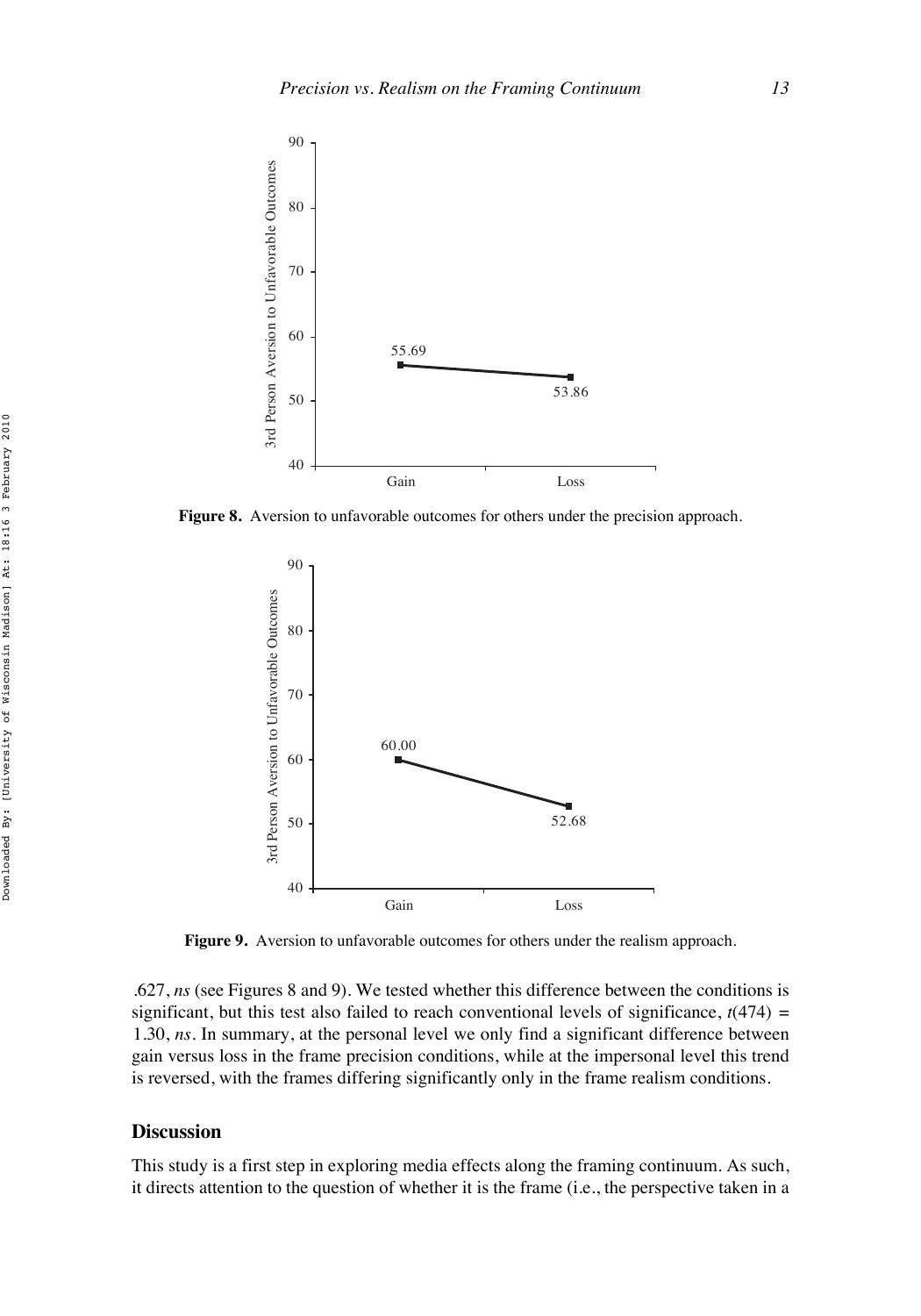Figure 8. Aversion to unfavorable outcomes for others under the precision approach.

Figure 9. Aversion to unfavorable outcomes for others under the realism approach.

.627, *ns* (see Figures 8 and 9). We tested whether this difference between the conditions is significant, but this test also failed to reach conventional levels of significance, $t(474) = 1.30$, *ns*. In summary, at the personal level we only find a significant difference between gain versus loss in the frame precision conditions, while at the impersonal level this trend is reversed, with the frames differing significantly only in the frame realism conditions.

## Discussion

This study is a first step in exploring media effects along the framing continuum. As such, it directs attention to the question of whether it is the frame (i.e., the perspective taken in a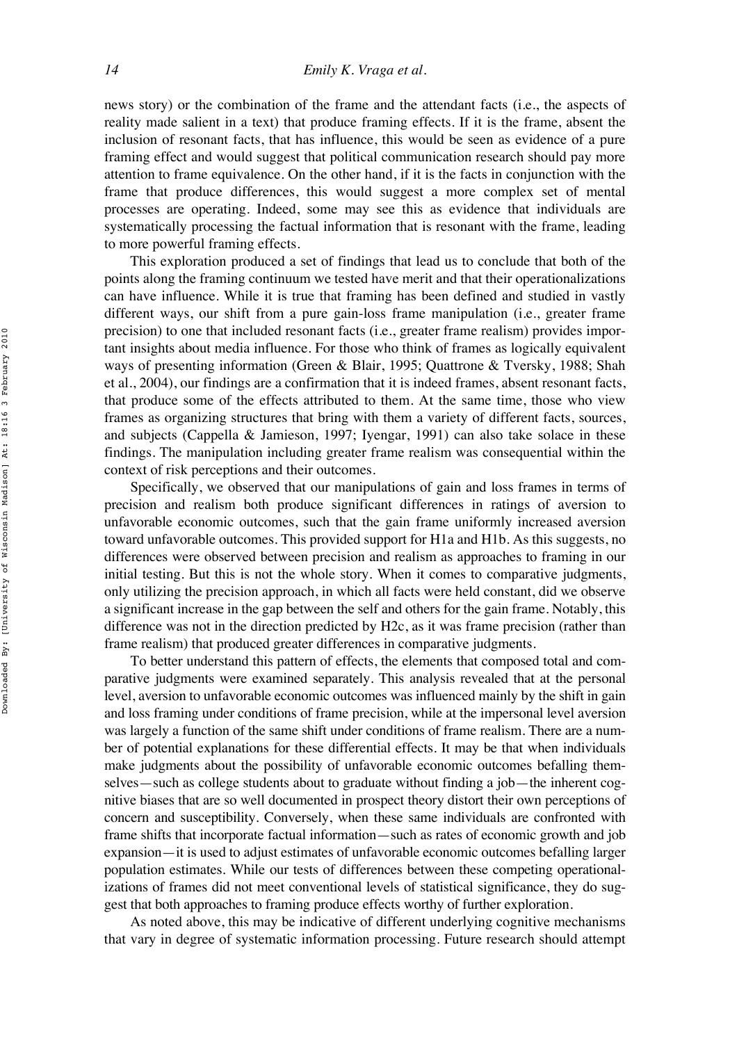news story) or the combination of the frame and the attendant facts (i.e., the aspects of reality made salient in a text) that produce framing effects. If it is the frame, absent the inclusion of resonant facts, that has influence, this would be seen as evidence of a pure framing effect and would suggest that political communication research should pay more attention to frame equivalence. On the other hand, if it is the facts in conjunction with the frame that produce differences, this would suggest a more complex set of mental processes are operating. Indeed, some may see this as evidence that individuals are systematically processing the factual information that is resonant with the frame, leading to more powerful framing effects.

This exploration produced a set of findings that lead us to conclude that both of the points along the framing continuum we tested have merit and that their operationalizations can have influence. While it is true that framing has been defined and studied in vastly different ways, our shift from a pure gain-loss frame manipulation (i.e., greater frame precision) to one that included resonant facts (i.e., greater frame realism) provides important insights about media influence. For those who think of frames as logically equivalent ways of presenting information (Green & Blair, 1995; Quattrone & Tversky, 1988; Shah et al., 2004), our findings are a confirmation that it is indeed frames, absent resonant facts, that produce some of the effects attributed to them. At the same time, those who view frames as organizing structures that bring with them a variety of different facts, sources, and subjects (Cappella & Jamieson, 1997; Iyengar, 1991) can also take solace in these findings. The manipulation including greater frame realism was consequential within the context of risk perceptions and their outcomes.

Specifically, we observed that our manipulations of gain and loss frames in terms of precision and realism both produce significant differences in ratings of aversion to unfavorable economic outcomes, such that the gain frame uniformly increased aversion toward unfavorable outcomes. This provided support for H1a and H1b. As this suggests, no differences were observed between precision and realism as approaches to framing in our initial testing. But this is not the whole story. When it comes to comparative judgments, only utilizing the precision approach, in which all facts were held constant, did we observe a significant increase in the gap between the self and others for the gain frame. Notably, this difference was not in the direction predicted by H2c, as it was frame precision (rather than frame realism) that produced greater differences in comparative judgments.

To better understand this pattern of effects, the elements that composed total and comparative judgments were examined separately. This analysis revealed that at the personal level, aversion to unfavorable economic outcomes was influenced mainly by the shift in gain and loss framing under conditions of frame precision, while at the impersonal level aversion was largely a function of the same shift under conditions of frame realism. There are a number of potential explanations for these differential effects. It may be that when individuals make judgments about the possibility of unfavorable economic outcomes befalling themselves—such as college students about to graduate without finding a job—the inherent cognitive biases that are so well documented in prospect theory distort their own perceptions of concern and susceptibility. Conversely, when these same individuals are confronted with frame shifts that incorporate factual information—such as rates of economic growth and job expansion—it is used to adjust estimates of unfavorable economic outcomes befalling larger population estimates. While our tests of differences between these competing operationalizations of frames did not meet conventional levels of statistical significance, they do suggest that both approaches to framing produce effects worthy of further exploration.

As noted above, this may be indicative of different underlying cognitive mechanisms that vary in degree of systematic information processing. Future research should attempt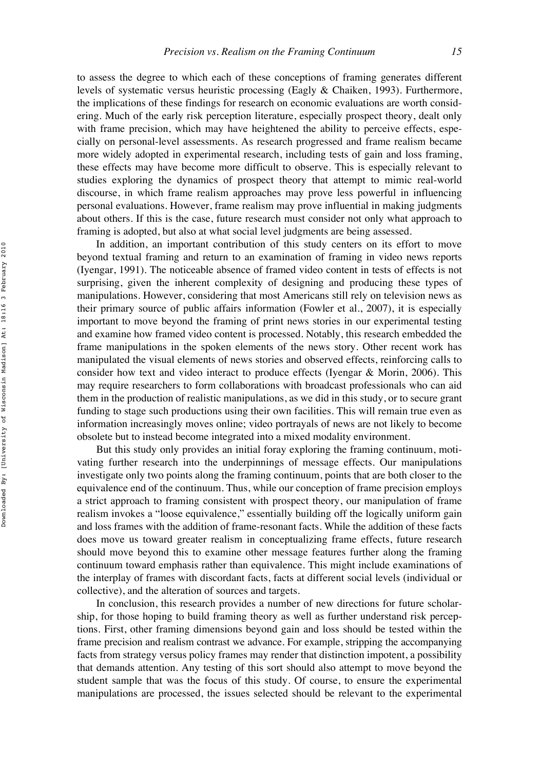to assess the degree to which each of these conceptions of framing generates different levels of systematic versus heuristic processing (Eagly & Chaiken, 1993). Furthermore, the implications of these findings for research on economic evaluations are worth considering. Much of the early risk perception literature, especially prospect theory, dealt only with frame precision, which may have heightened the ability to perceive effects, especially on personal-level assessments. As research progressed and frame realism became more widely adopted in experimental research, including tests of gain and loss framing, these effects may have become more difficult to observe. This is especially relevant to studies exploring the dynamics of prospect theory that attempt to mimic real-world discourse, in which frame realism approaches may prove less powerful in influencing personal evaluations. However, frame realism may prove influential in making judgments about others. If this is the case, future research must consider not only what approach to framing is adopted, but also at what social level judgments are being assessed.

In addition, an important contribution of this study centers on its effort to move beyond textual framing and return to an examination of framing in video news reports (Iyengar, 1991). The noticeable absence of framed video content in tests of effects is not surprising, given the inherent complexity of designing and producing these types of manipulations. However, considering that most Americans still rely on television news as their primary source of public affairs information (Fowler et al., 2007), it is especially important to move beyond the framing of print news stories in our experimental testing and examine how framed video content is processed. Notably, this research embedded the frame manipulations in the spoken elements of the news story. Other recent work has manipulated the visual elements of news stories and observed effects, reinforcing calls to consider how text and video interact to produce effects (Iyengar & Morin, 2006). This may require researchers to form collaborations with broadcast professionals who can aid them in the production of realistic manipulations, as we did in this study, or to secure grant funding to stage such productions using their own facilities. This will remain true even as information increasingly moves online; video portrayals of news are not likely to become obsolete but to instead become integrated into a mixed modality environment.

But this study only provides an initial foray exploring the framing continuum, motivating further research into the underpinnings of message effects. Our manipulations investigate only two points along the framing continuum, points that are both closer to the equivalence end of the continuum. Thus, while our conception of frame precision employs a strict approach to framing consistent with prospect theory, our manipulation of frame realism invokes a "loose equivalence," essentially building off the logically uniform gain and loss frames with the addition of frame-resonant facts. While the addition of these facts does move us toward greater realism in conceptualizing frame effects, future research should move beyond this to examine other message features further along the framing continuum toward emphasis rather than equivalence. This might include examinations of the interplay of frames with discordant facts, facts at different social levels (individual or collective), and the alteration of sources and targets.

In conclusion, this research provides a number of new directions for future scholarship, for those hoping to build framing theory as well as further understand risk perceptions. First, other framing dimensions beyond gain and loss should be tested within the frame precision and realism contrast we advance. For example, stripping the accompanying facts from strategy versus policy frames may render that distinction impotent, a possibility that demands attention. Any testing of this sort should also attempt to move beyond the student sample that was the focus of this study. Of course, to ensure the experimental manipulations are processed, the issues selected should be relevant to the experimental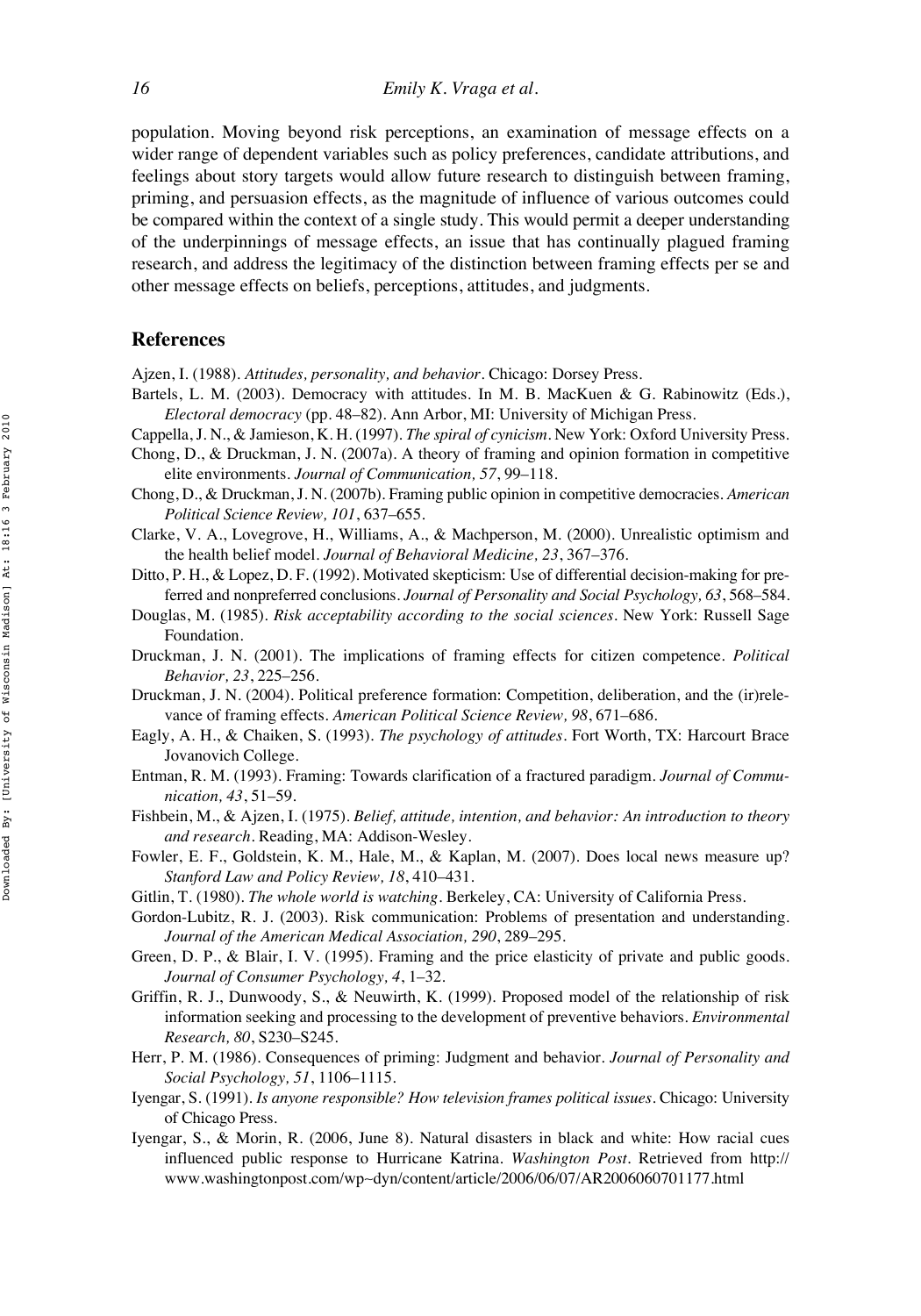population. Moving beyond risk perceptions, an examination of message effects on a wider range of dependent variables such as policy preferences, candidate attributions, and feelings about story targets would allow future research to distinguish between framing, priming, and persuasion effects, as the magnitude of influence of various outcomes could be compared within the context of a single study. This would permit a deeper understanding of the underpinnings of message effects, an issue that has continually plagued framing research, and address the legitimacy of the distinction between framing effects per se and other message effects on beliefs, perceptions, attitudes, and judgments.

## References

Ajzen, I. (1988). *Attitudes, personality, and behavior*. Chicago: Dorsey Press.

Bartels, L. M. (2003). Democracy with attitudes. In M. B. MacKuen & G. Rabinowitz (Eds.), *Electoral democracy* (pp. 48–82). Ann Arbor, MI: University of Michigan Press.

Cappella, J. N., & Jamieson, K. H. (1997). *The spiral of cynicism*. New York: Oxford University Press.

Chong, D., & Druckman, J. N. (2007a). A theory of framing and opinion formation in competitive elite environments. *Journal of Communication, 57*, 99–118.

Chong, D., & Druckman, J. N. (2007b). Framing public opinion in competitive democracies. *American Political Science Review, 101*, 637–655.

Clarke, V. A., Lovegrove, H., Williams, A., & Machperson, M. (2000). Unrealistic optimism and the health belief model. *Journal of Behavioral Medicine, 23*, 367–376.

Ditto, P. H., & Lopez, D. F. (1992). Motivated skepticism: Use of differential decision-making for preferred and nonpreferred conclusions. *Journal of Personality and Social Psychology, 63*, 568–584.

Douglas, M. (1985). *Risk acceptability according to the social sciences*. New York: Russell Sage Foundation.

Druckman, J. N. (2001). The implications of framing effects for citizen competence. *Political Behavior, 23*, 225–256.

Druckman, J. N. (2004). Political preference formation: Competition, deliberation, and the (ir)relevance of framing effects. *American Political Science Review, 98*, 671–686.

Eagly, A. H., & Chaiken, S. (1993). *The psychology of attitudes*. Fort Worth, TX: Harcourt Brace Jovanovich College.

Entman, R. M. (1993). Framing: Towards clarification of a fractured paradigm. *Journal of Communication, 43*, 51–59.

Fishbein, M., & Ajzen, I. (1975). *Belief, attitude, intention, and behavior: An introduction to theory and research*. Reading, MA: Addison-Wesley.

Fowler, E. F., Goldstein, K. M., Hale, M., & Kaplan, M. (2007). Does local news measure up? *Stanford Law and Policy Review, 18*, 410–431.

Gitlin, T. (1980). *The whole world is watching*. Berkeley, CA: University of California Press.

Gordon-Lubitz, R. J. (2003). Risk communication: Problems of presentation and understanding. *Journal of the American Medical Association, 290*, 289–295.

Green, D. P., & Blair, I. V. (1995). Framing and the price elasticity of private and public goods. *Journal of Consumer Psychology, 4*, 1–32.

Griffin, R. J., Dunwoody, S., & Neuwirth, K. (1999). Proposed model of the relationship of risk information seeking and processing to the development of preventive behaviors. *Environmental Research, 80*, S230–S245.

Herr, P. M. (1986). Consequences of priming: Judgment and behavior. *Journal of Personality and Social Psychology, 51*, 1106–1115.

Iyengar, S. (1991). *Is anyone responsible? How television frames political issues*. Chicago: University of Chicago Press.

Iyengar, S., & Morin, R. (2006, June 8). Natural disasters in black and white: How racial cues influenced public response to Hurricane Katrina. *Washington Post*. Retrieved from http://www.washingtonpost.com/wp–dyn/content/article/2006/06/07/AR2006060701177.html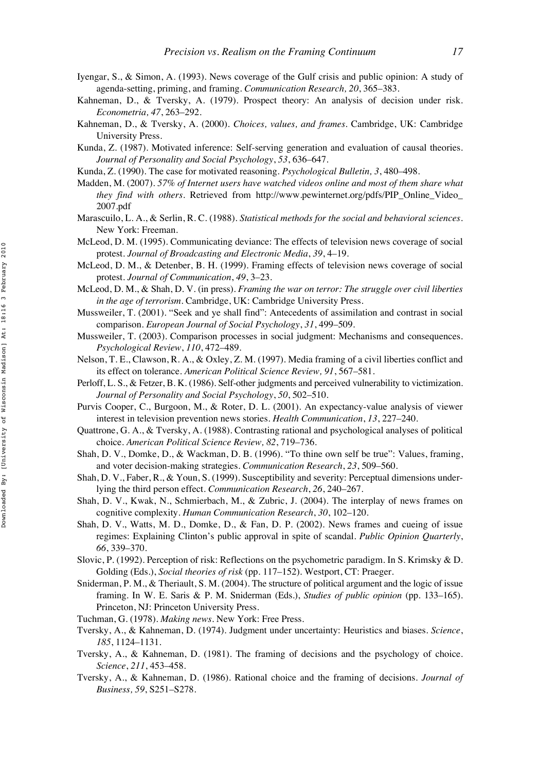Iyengar, S., & Simon, A. (1993). News coverage of the Gulf crisis and public opinion: A study of agenda-setting, priming, and framing. *Communication Research, 20*, 365–383.

Kahneman, D., & Tversky, A. (1979). Prospect theory: An analysis of decision under risk. *Econometria, 47*, 263–292.

Kahneman, D., & Tversky, A. (2000). *Choices, values, and frames*. Cambridge, UK: Cambridge University Press.

Kunda, Z. (1987). Motivated inference: Self-serving generation and evaluation of causal theories. *Journal of Personality and Social Psychology*, *53*, 636–647.

Kunda, Z. (1990). The case for motivated reasoning. *Psychological Bulletin, 3*, 480–498.

Madden, M. (2007). *57% of Internet users have watched videos online and most of them share what they find with others*. Retrieved from http://www.pewinternet.org/pdfs/PIP_Online_Video_2007.pdf

Marascuilo, L. A., & Serlin, R. C. (1988). *Statistical methods for the social and behavioral sciences*. New York: Freeman.

McLeod, D. M. (1995). Communicating deviance: The effects of television news coverage of social protest. *Journal of Broadcasting and Electronic Media*, *39*, 4–19.

McLeod, D. M., & Detenber, B. H. (1999). Framing effects of television news coverage of social protest. *Journal of Communication*, *49*, 3–23.

McLeod, D. M., & Shah, D. V. (in press). *Framing the war on terror: The struggle over civil liberties in the age of terrorism*. Cambridge, UK: Cambridge University Press.

Mussweiler, T. (2001). "Seek and ye shall find": Antecedents of assimilation and contrast in social comparison. *European Journal of Social Psychology*, *31*, 499–509.

Mussweiler, T. (2003). Comparison processes in social judgment: Mechanisms and consequences. *Psychological Review*, *110*, 472–489.

Nelson, T. E., Clawson, R. A., & Oxley, Z. M. (1997). Media framing of a civil liberties conflict and its effect on tolerance. *American Political Science Review, 91*, 567–581.

Perloff, L. S., & Fetzer, B. K. (1986). Self-other judgments and perceived vulnerability to victimization. *Journal of Personality and Social Psychology*, *50*, 502–510.

Purvis Cooper, C., Burgoon, M., & Roter, D. L. (2001). An expectancy-value analysis of viewer interest in television prevention news stories. *Health Communication*, *13*, 227–240.

Quattrone, G. A., & Tversky, A. (1988). Contrasting rational and psychological analyses of political choice. *American Political Science Review, 82*, 719–736.

Shah, D. V., Domke, D., & Wackman, D. B. (1996). "To thine own self be true": Values, framing, and voter decision-making strategies. *Communication Research*, *23*, 509–560.

Shah, D. V., Faber, R., & Youn, S. (1999). Susceptibility and severity: Perceptual dimensions underlying the third person effect. *Communication Research*, *26*, 240–267.

Shah, D. V., Kwak, N., Schmierbach, M., & Zubric, J. (2004). The interplay of news frames on cognitive complexity. *Human Communication Research*, *30*, 102–120.

Shah, D. V., Watts, M. D., Domke, D., & Fan, D. P. (2002). News frames and cueing of issue regimes: Explaining Clinton's public approval in spite of scandal. *Public Opinion Quarterly*, *66*, 339–370.

Slovic, P. (1992). Perception of risk: Reflections on the psychometric paradigm. In S. Krimsky & D. Golding (Eds.), *Social theories of risk* (pp. 117–152). Westport, CT: Praeger.

Sniderman, P. M., & Theriault, S. M. (2004). The structure of political argument and the logic of issue framing. In W. E. Saris & P. M. Sniderman (Eds.), *Studies of public opinion* (pp. 133–165). Princeton, NJ: Princeton University Press.

Tuchman, G. (1978). *Making news*. New York: Free Press.

Tversky, A., & Kahneman, D. (1974). Judgment under uncertainty: Heuristics and biases. *Science*, *185*, 1124–1131.

Tversky, A., & Kahneman, D. (1981). The framing of decisions and the psychology of choice. *Science*, *211*, 453–458.

Tversky, A., & Kahneman, D. (1986). Rational choice and the framing of decisions. *Journal of Business, 59*, S251–S278.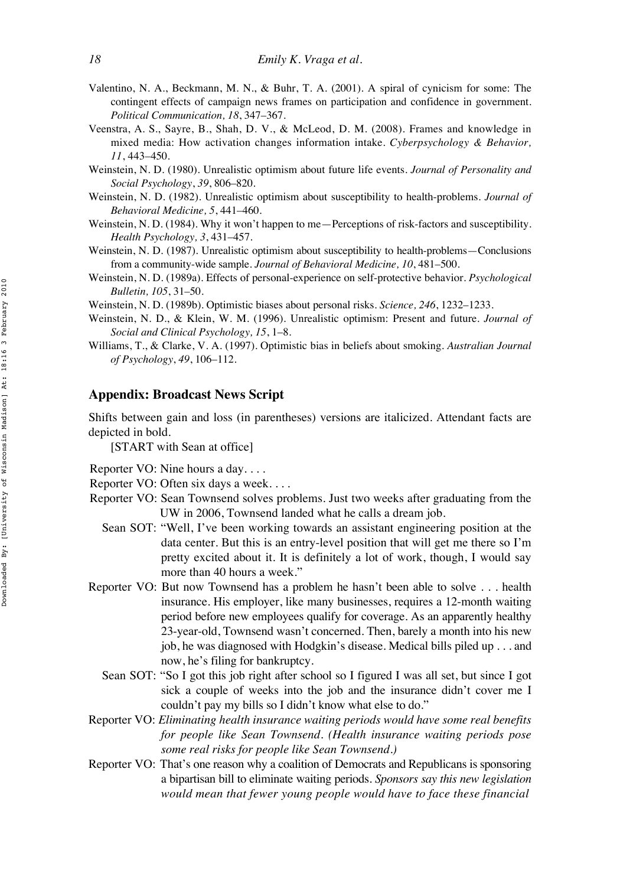Valentino, N. A., Beckmann, M. N., & Buhr, T. A. (2001). A spiral of cynicism for some: The contingent effects of campaign news frames on participation and confidence in government. *Political Communication, 18*, 347–367.

Veenstra, A. S., Sayre, B., Shah, D. V., & McLeod, D. M. (2008). Frames and knowledge in mixed media: How activation changes information intake. *Cyberpsychology & Behavior, 11*, 443–450.

Weinstein, N. D. (1980). Unrealistic optimism about future life events. *Journal of Personality and Social Psychology*, *39*, 806–820.

Weinstein, N. D. (1982). Unrealistic optimism about susceptibility to health-problems. *Journal of Behavioral Medicine, 5*, 441–460.

Weinstein, N. D. (1984). Why it won't happen to me—Perceptions of risk-factors and susceptibility. *Health Psychology, 3*, 431–457.

Weinstein, N. D. (1987). Unrealistic optimism about susceptibility to health-problems—Conclusions from a community-wide sample. *Journal of Behavioral Medicine, 10*, 481–500.

Weinstein, N. D. (1989a). Effects of personal-experience on self-protective behavior. *Psychological Bulletin, 105*, 31–50.

Weinstein, N. D. (1989b). Optimistic biases about personal risks. *Science, 246*, 1232–1233.

Weinstein, N. D., & Klein, W. M. (1996). Unrealistic optimism: Present and future. *Journal of Social and Clinical Psychology, 15*, 1–8.

Williams, T., & Clarke, V. A. (1997). Optimistic bias in beliefs about smoking. *Australian Journal of Psychology*, *49*, 106–112.

## Appendix: Broadcast News Script

Shifts between gain and loss (in parentheses) versions are italicized. Attendant facts are depicted in bold.

[START with Sean at office]

Reporter VO: Nine hours a day. . . .

Reporter VO: Often six days a week. . . .

Reporter VO: Sean Townsend solves problems. Just two weeks after graduating from the UW in 2006, Townsend landed what he calls a dream job.

Sean SOT: "Well, I've been working towards an assistant engineering position at the data center. But this is an entry-level position that will get me there so I'm pretty excited about it. It is definitely a lot of work, though, I would say more than 40 hours a week."

Reporter VO: But now Townsend has a problem he hasn't been able to solve . . . health insurance. His employer, like many businesses, requires a 12-month waiting period before new employees qualify for coverage. As an apparently healthy 23-year-old, Townsend wasn't concerned. Then, barely a month into his new job, he was diagnosed with Hodgkin's disease. Medical bills piled up . . . and now, he's filing for bankruptcy.

Sean SOT: "So I got this job right after school so I figured I was all set, but since I got sick a couple of weeks into the job and the insurance didn't cover me I couldn't pay my bills so I didn't know what else to do."

Reporter VO: *Eliminating health insurance waiting periods would have some real benefits for people like Sean Townsend. (Health insurance waiting periods pose some real risks for people like Sean Townsend.)*

Reporter VO: That's one reason why a coalition of Democrats and Republicans is sponsoring a bipartisan bill to eliminate waiting periods. *Sponsors say this new legislation would mean that fewer young people would have to face these financial*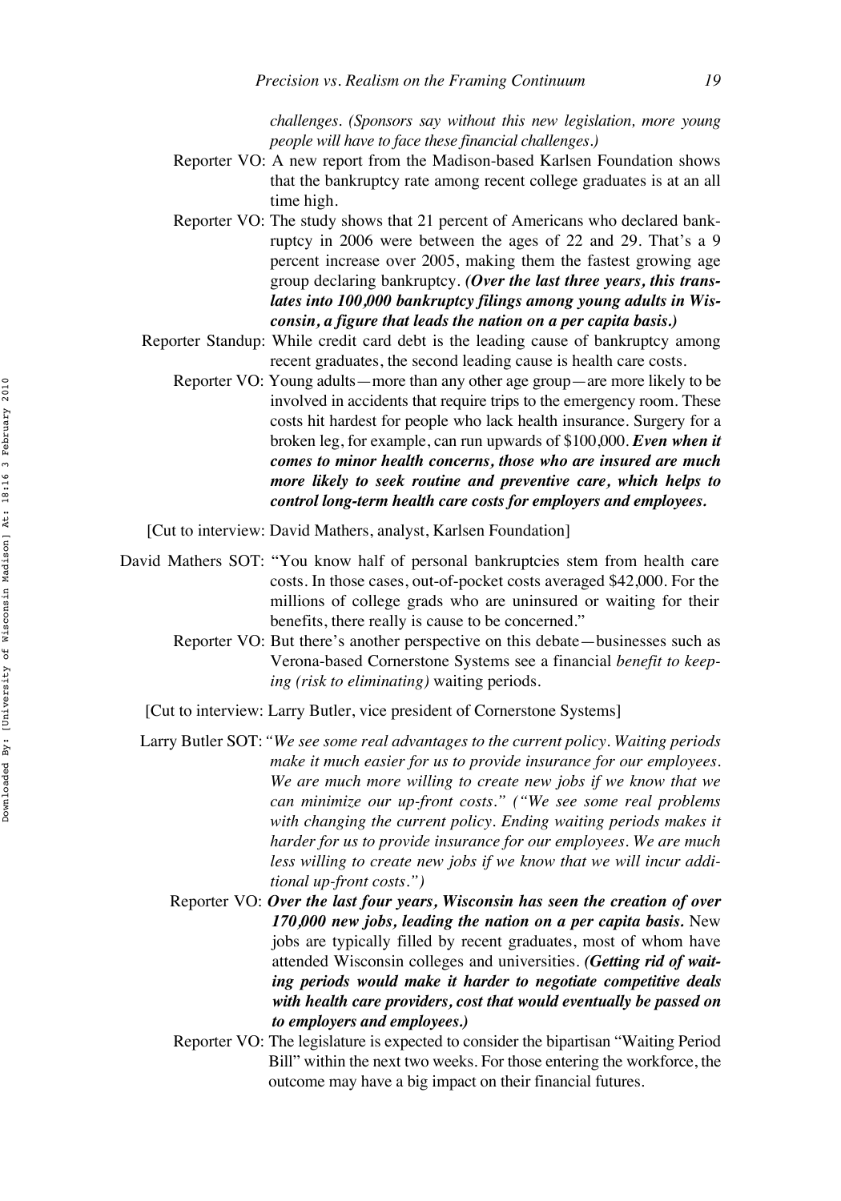*challenges. (Sponsors say without this new legislation, more young people will have to face these financial challenges.)*

Reporter VO: A new report from the Madison-based Karlsen Foundation shows that the bankruptcy rate among recent college graduates is at an all time high.

Reporter VO: The study shows that 21 percent of Americans who declared bankruptcy in 2006 were between the ages of 22 and 29. That's a 9 percent increase over 2005, making them the fastest growing age group declaring bankruptcy. ***(Over the last three years, this translates into 100,000 bankruptcy filings among young adults in Wisconsin, a figure that leads the nation on a per capita basis.)***

Reporter Standup: While credit card debt is the leading cause of bankruptcy among recent graduates, the second leading cause is health care costs.

Reporter VO: Young adults—more than any other age group—are more likely to be involved in accidents that require trips to the emergency room. These costs hit hardest for people who lack health insurance. Surgery for a broken leg, for example, can run upwards of $100,000. ***Even when it comes to minor health concerns, those who are insured are much more likely to seek routine and preventive care, which helps to control long-term health care costs for employers and employees.***

[Cut to interview: David Mathers, analyst, Karlsen Foundation]

David Mathers SOT: "You know half of personal bankruptcies stem from health care costs. In those cases, out-of-pocket costs averaged $42,000. For the millions of college grads who are uninsured or waiting for their benefits, there really is cause to be concerned."

Reporter VO: But there's another perspective on this debate—businesses such as Verona-based Cornerstone Systems see a financial *benefit to keeping (risk to eliminating)* waiting periods.

[Cut to interview: Larry Butler, vice president of Cornerstone Systems]

Larry Butler SOT: *"We see some real advantages to the current policy. Waiting periods make it much easier for us to provide insurance for our employees. We are much more willing to create new jobs if we know that we can minimize our up-front costs." ("We see some real problems with changing the current policy. Ending waiting periods makes it harder for us to provide insurance for our employees. We are much less willing to create new jobs if we know that we will incur additional up-front costs.")*

Reporter VO: ***Over the last four years, Wisconsin has seen the creation of over 170,000 new jobs, leading the nation on a per capita basis.*** New jobs are typically filled by recent graduates, most of whom have attended Wisconsin colleges and universities. ***(Getting rid of waiting periods would make it harder to negotiate competitive deals with health care providers, cost that would eventually be passed on to employers and employees.)***

Reporter VO: The legislature is expected to consider the bipartisan "Waiting Period Bill" within the next two weeks. For those entering the workforce, the outcome may have a big impact on their financial futures.